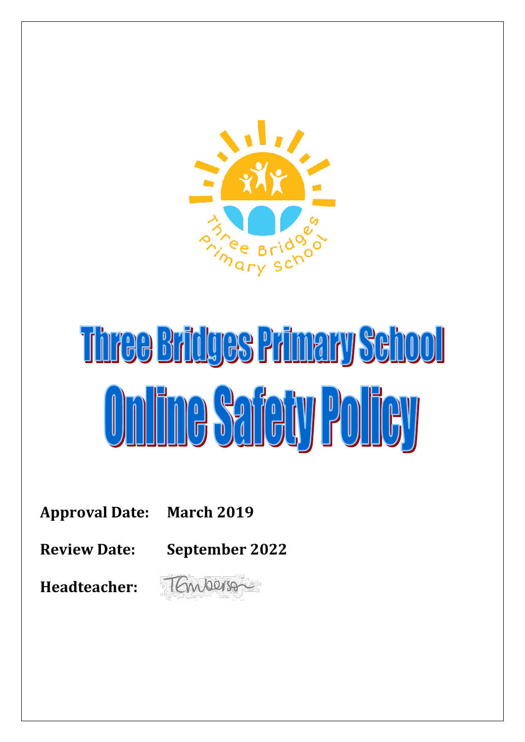# Three Bridges Primary School

# Online Safety Policy

**Approval Date:** **March 2019**

**Review Date:** **September 2022**

**Headteacher:**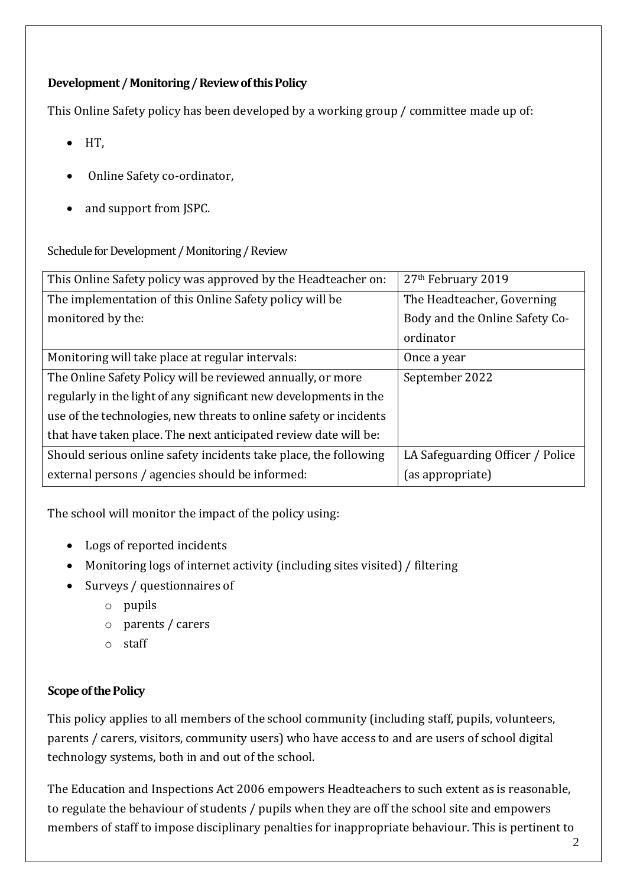**Development / Monitoring / Review of this Policy**

This Online Safety policy has been developed by a working group / committee made up of:

- HT,
- Online Safety co-ordinator,
- and support from JSPC.

Schedule for Development / Monitoring / Review

| This Online Safety policy was approved by the Headteacher on: | 27th February 2019 |
|---|---|
| The implementation of this Online Safety policy will be monitored by the: | The Headteacher, Governing Body and the Online Safety Co-ordinator |
| Monitoring will take place at regular intervals: | Once a year |
| The Online Safety Policy will be reviewed annually, or more regularly in the light of any significant new developments in the use of the technologies, new threats to online safety or incidents that have taken place. The next anticipated review date will be: | September 2022 |
| Should serious online safety incidents take place, the following external persons / agencies should be informed: | LA Safeguarding Officer / Police (as appropriate) |

The school will monitor the impact of the policy using:

- Logs of reported incidents
- Monitoring logs of internet activity (including sites visited) / filtering
- Surveys / questionnaires of
  - pupils
  - parents / carers
  - staff

**Scope of the Policy**

This policy applies to all members of the school community (including staff, pupils, volunteers, parents / carers, visitors, community users) who have access to and are users of school digital technology systems, both in and out of the school.

The Education and Inspections Act 2006 empowers Headteachers to such extent as is reasonable, to regulate the behaviour of students / pupils when they are off the school site and empowers members of staff to impose disciplinary penalties for inappropriate behaviour. This is pertinent to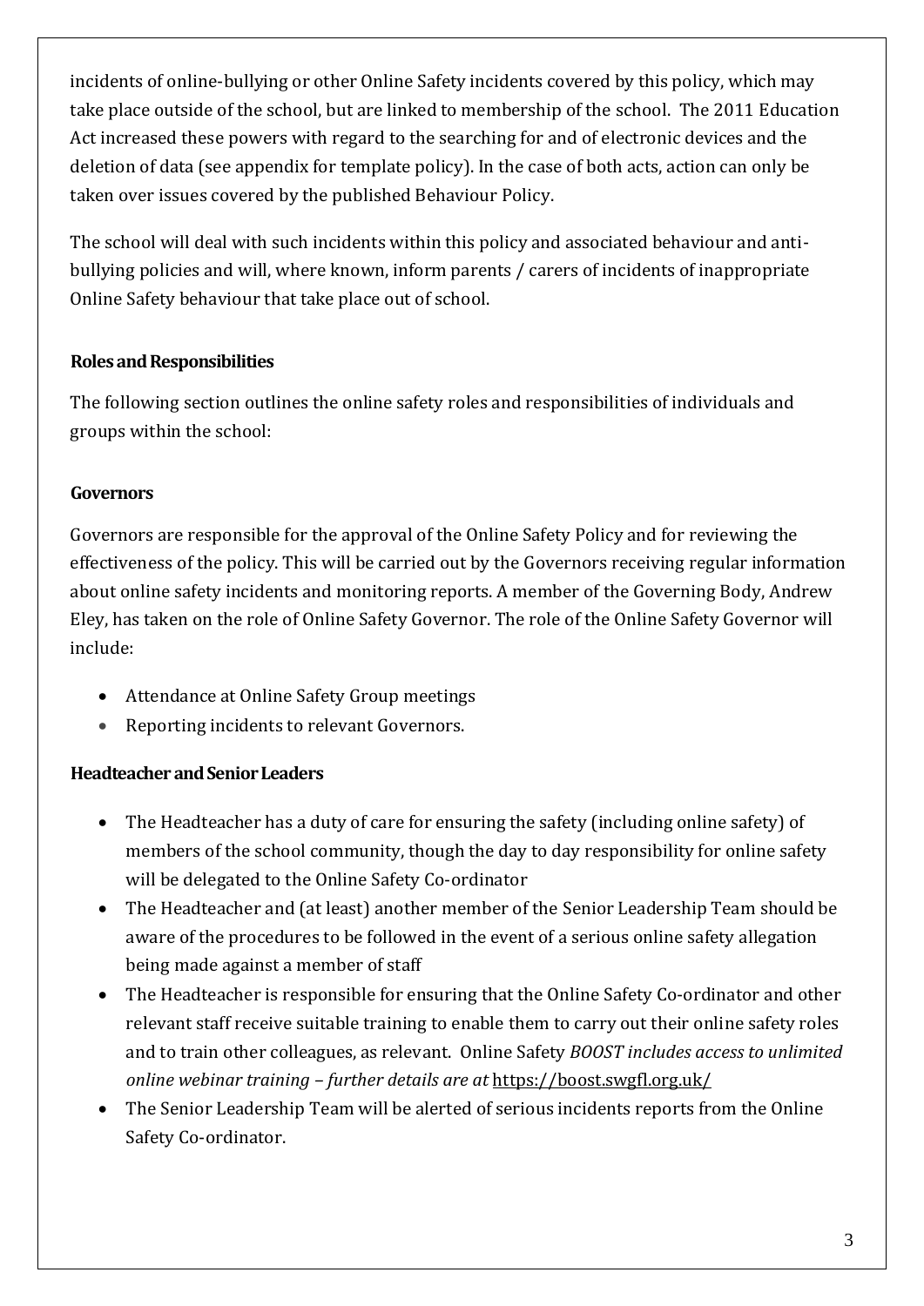incidents of online-bullying or other Online Safety incidents covered by this policy, which may take place outside of the school, but are linked to membership of the school. The 2011 Education Act increased these powers with regard to the searching for and of electronic devices and the deletion of data (see appendix for template policy). In the case of both acts, action can only be taken over issues covered by the published Behaviour Policy.

The school will deal with such incidents within this policy and associated behaviour and anti-bullying policies and will, where known, inform parents / carers of incidents of inappropriate Online Safety behaviour that take place out of school.

### Roles and Responsibilities

The following section outlines the online safety roles and responsibilities of individuals and groups within the school:

### Governors

Governors are responsible for the approval of the Online Safety Policy and for reviewing the effectiveness of the policy. This will be carried out by the Governors receiving regular information about online safety incidents and monitoring reports. A member of the Governing Body, Andrew Eley, has taken on the role of Online Safety Governor. The role of the Online Safety Governor will include:

- Attendance at Online Safety Group meetings
- Reporting incidents to relevant Governors.

### Headteacher and Senior Leaders

- The Headteacher has a duty of care for ensuring the safety (including online safety) of members of the school community, though the day to day responsibility for online safety will be delegated to the Online Safety Co-ordinator
- The Headteacher and (at least) another member of the Senior Leadership Team should be aware of the procedures to be followed in the event of a serious online safety allegation being made against a member of staff
- The Headteacher is responsible for ensuring that the Online Safety Co-ordinator and other relevant staff receive suitable training to enable them to carry out their online safety roles and to train other colleagues, as relevant. Online Safety *BOOST includes access to unlimited online webinar training – further details are at* https://boost.swgfl.org.uk/
- The Senior Leadership Team will be alerted of serious incidents reports from the Online Safety Co-ordinator.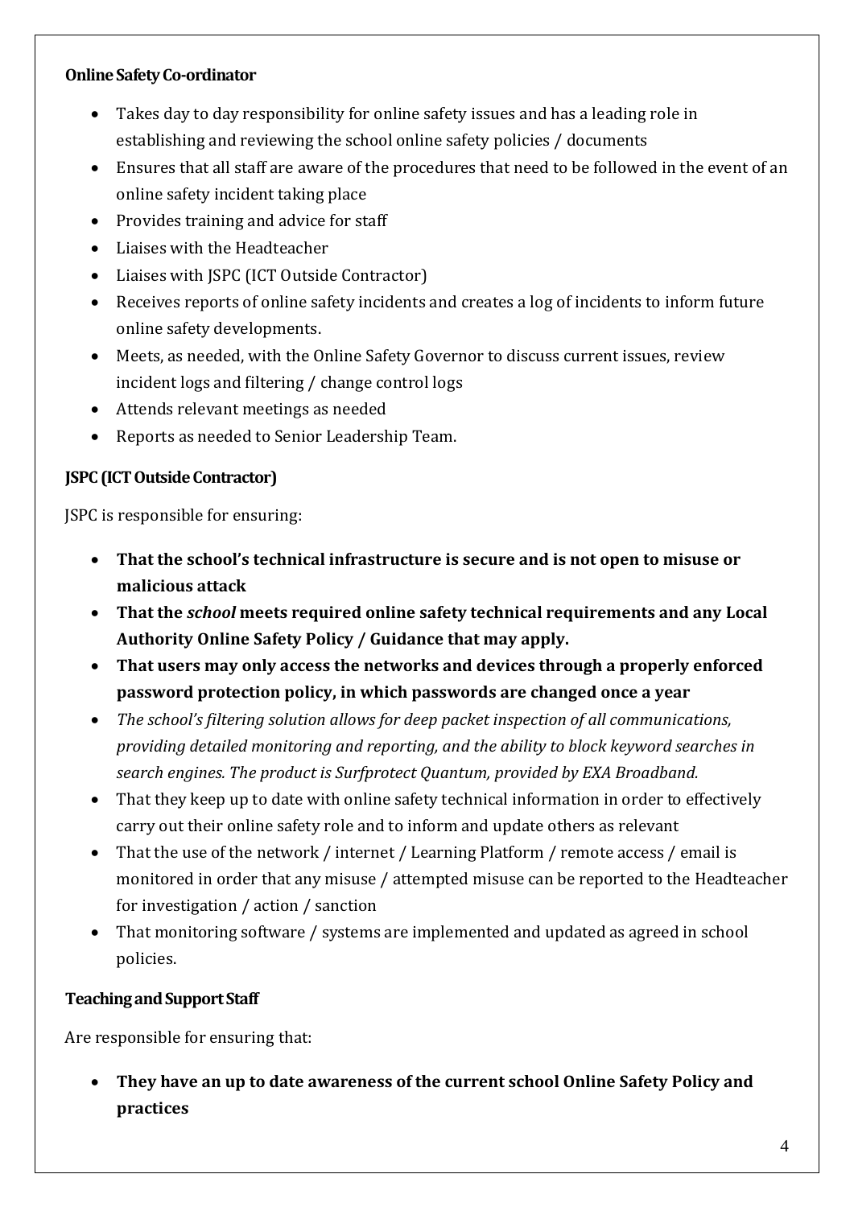**Online Safety Co-ordinator**

- Takes day to day responsibility for online safety issues and has a leading role in establishing and reviewing the school online safety policies / documents
- Ensures that all staff are aware of the procedures that need to be followed in the event of an online safety incident taking place
- Provides training and advice for staff
- Liaises with the Headteacher
- Liaises with JSPC (ICT Outside Contractor)
- Receives reports of online safety incidents and creates a log of incidents to inform future online safety developments.
- Meets, as needed, with the Online Safety Governor to discuss current issues, review incident logs and filtering / change control logs
- Attends relevant meetings as needed
- Reports as needed to Senior Leadership Team.

**JSPC (ICT Outside Contractor)**

JSPC is responsible for ensuring:

- **That the school's technical infrastructure is secure and is not open to misuse or malicious attack**
- **That the *school* meets required online safety technical requirements and any Local Authority Online Safety Policy / Guidance that may apply.**
- **That users may only access the networks and devices through a properly enforced password protection policy, in which passwords are changed once a year**
- *The school's filtering solution allows for deep packet inspection of all communications, providing detailed monitoring and reporting, and the ability to block keyword searches in search engines. The product is Surfprotect Quantum, provided by EXA Broadband.*
- That they keep up to date with online safety technical information in order to effectively carry out their online safety role and to inform and update others as relevant
- That the use of the network / internet / Learning Platform / remote access / email is monitored in order that any misuse / attempted misuse can be reported to the Headteacher for investigation / action / sanction
- That monitoring software / systems are implemented and updated as agreed in school policies.

**Teaching and Support Staff**

Are responsible for ensuring that:

- **They have an up to date awareness of the current school Online Safety Policy and practices**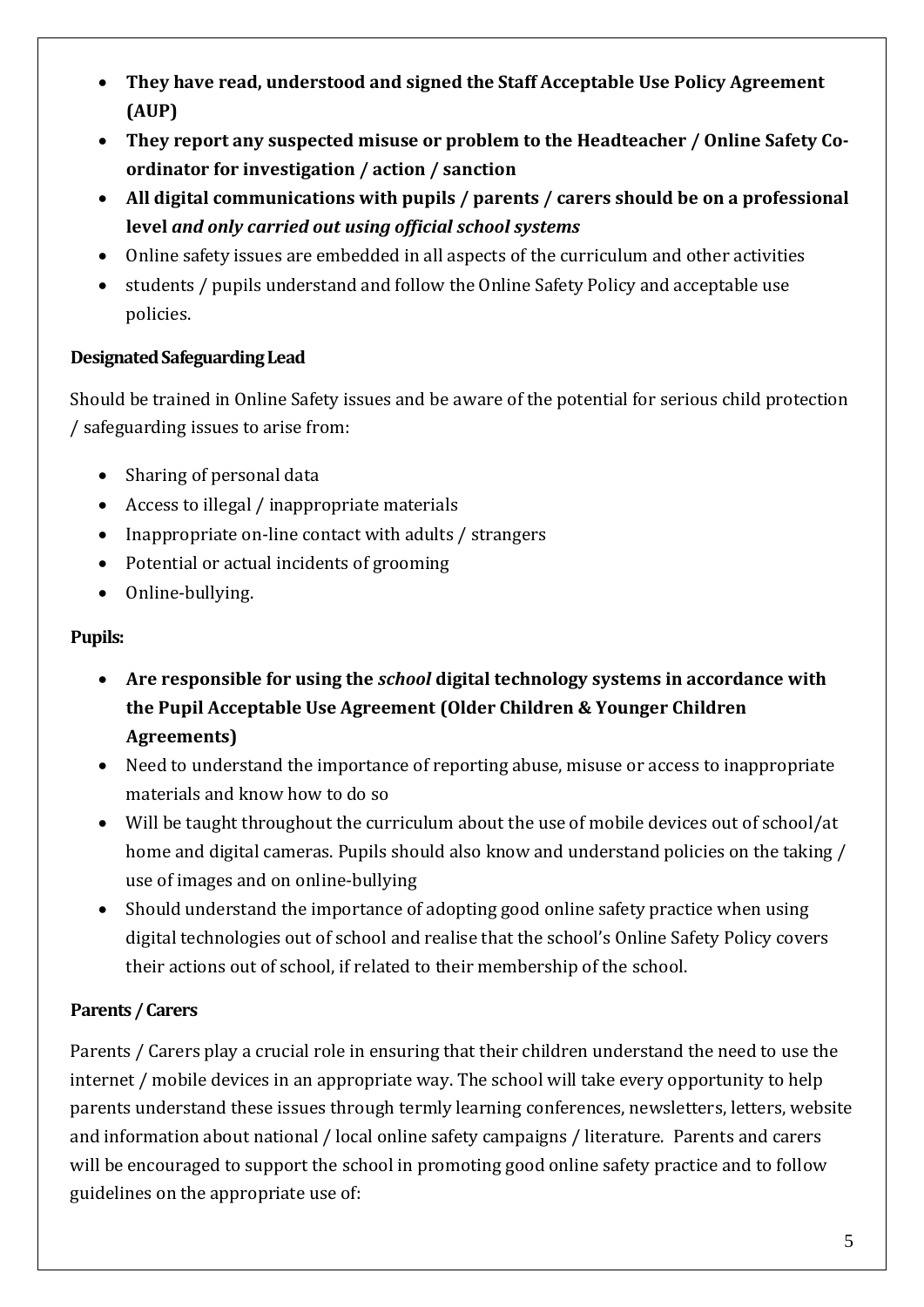- **They have read, understood and signed the Staff Acceptable Use Policy Agreement (AUP)**
- **They report any suspected misuse or problem to the Headteacher / Online Safety Co-ordinator for investigation / action / sanction**
- **All digital communications with pupils / parents / carers should be on a professional level *and only carried out using official school systems***
- Online safety issues are embedded in all aspects of the curriculum and other activities
- students / pupils understand and follow the Online Safety Policy and acceptable use policies.

**Designated Safeguarding Lead**

Should be trained in Online Safety issues and be aware of the potential for serious child protection / safeguarding issues to arise from:

- Sharing of personal data
- Access to illegal / inappropriate materials
- Inappropriate on-line contact with adults / strangers
- Potential or actual incidents of grooming
- Online-bullying.

**Pupils:**

- **Are responsible for using the *school* digital technology systems in accordance with the Pupil Acceptable Use Agreement (Older Children & Younger Children Agreements)**
- Need to understand the importance of reporting abuse, misuse or access to inappropriate materials and know how to do so
- Will be taught throughout the curriculum about the use of mobile devices out of school/at home and digital cameras. Pupils should also know and understand policies on the taking / use of images and on online-bullying
- Should understand the importance of adopting good online safety practice when using digital technologies out of school and realise that the school's Online Safety Policy covers their actions out of school, if related to their membership of the school.

**Parents / Carers**

Parents / Carers play a crucial role in ensuring that their children understand the need to use the internet / mobile devices in an appropriate way. The school will take every opportunity to help parents understand these issues through termly learning conferences, newsletters, letters, website and information about national / local online safety campaigns / literature. Parents and carers will be encouraged to support the school in promoting good online safety practice and to follow guidelines on the appropriate use of: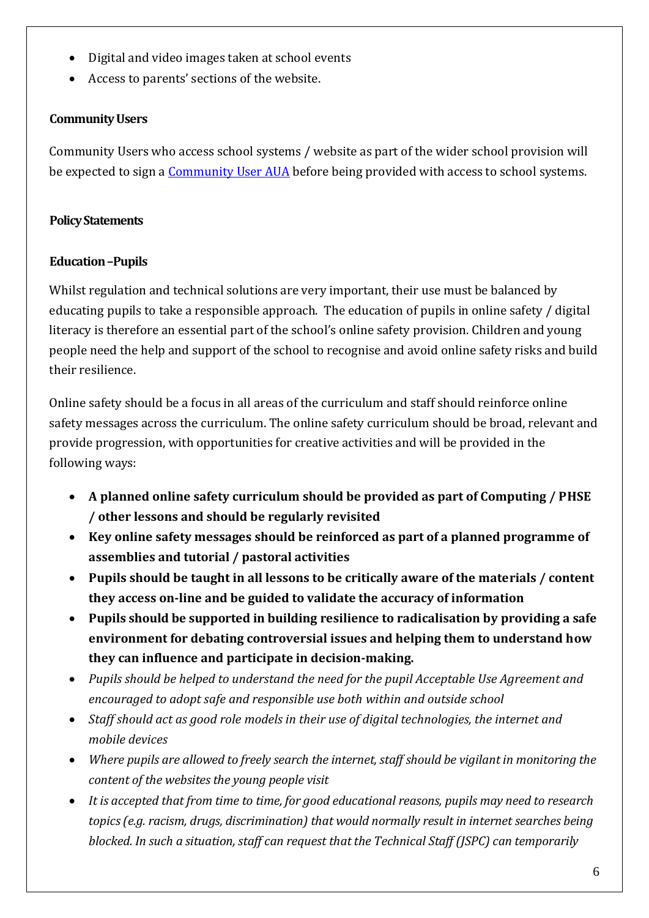- Digital and video images taken at school events
- Access to parents' sections of the website.

### Community Users

Community Users who access school systems / website as part of the wider school provision will be expected to sign a [Community User AUA]() before being provided with access to school systems.

### Policy Statements

### Education – Pupils

Whilst regulation and technical solutions are very important, their use must be balanced by educating pupils to take a responsible approach. The education of pupils in online safety / digital literacy is therefore an essential part of the school's online safety provision. Children and young people need the help and support of the school to recognise and avoid online safety risks and build their resilience.

Online safety should be a focus in all areas of the curriculum and staff should reinforce online safety messages across the curriculum. The online safety curriculum should be broad, relevant and provide progression, with opportunities for creative activities and will be provided in the following ways:

- **A planned online safety curriculum should be provided as part of Computing / PHSE / other lessons and should be regularly revisited**
- **Key online safety messages should be reinforced as part of a planned programme of assemblies and tutorial / pastoral activities**
- **Pupils should be taught in all lessons to be critically aware of the materials / content they access on-line and be guided to validate the accuracy of information**
- **Pupils should be supported in building resilience to radicalisation by providing a safe environment for debating controversial issues and helping them to understand how they can influence and participate in decision-making.**
- *Pupils should be helped to understand the need for the pupil Acceptable Use Agreement and encouraged to adopt safe and responsible use both within and outside school*
- *Staff should act as good role models in their use of digital technologies, the internet and mobile devices*
- *Where pupils are allowed to freely search the internet, staff should be vigilant in monitoring the content of the websites the young people visit*
- *It is accepted that from time to time, for good educational reasons, pupils may need to research topics (e.g. racism, drugs, discrimination) that would normally result in internet searches being blocked. In such a situation, staff can request that the Technical Staff (JSPC) can temporarily*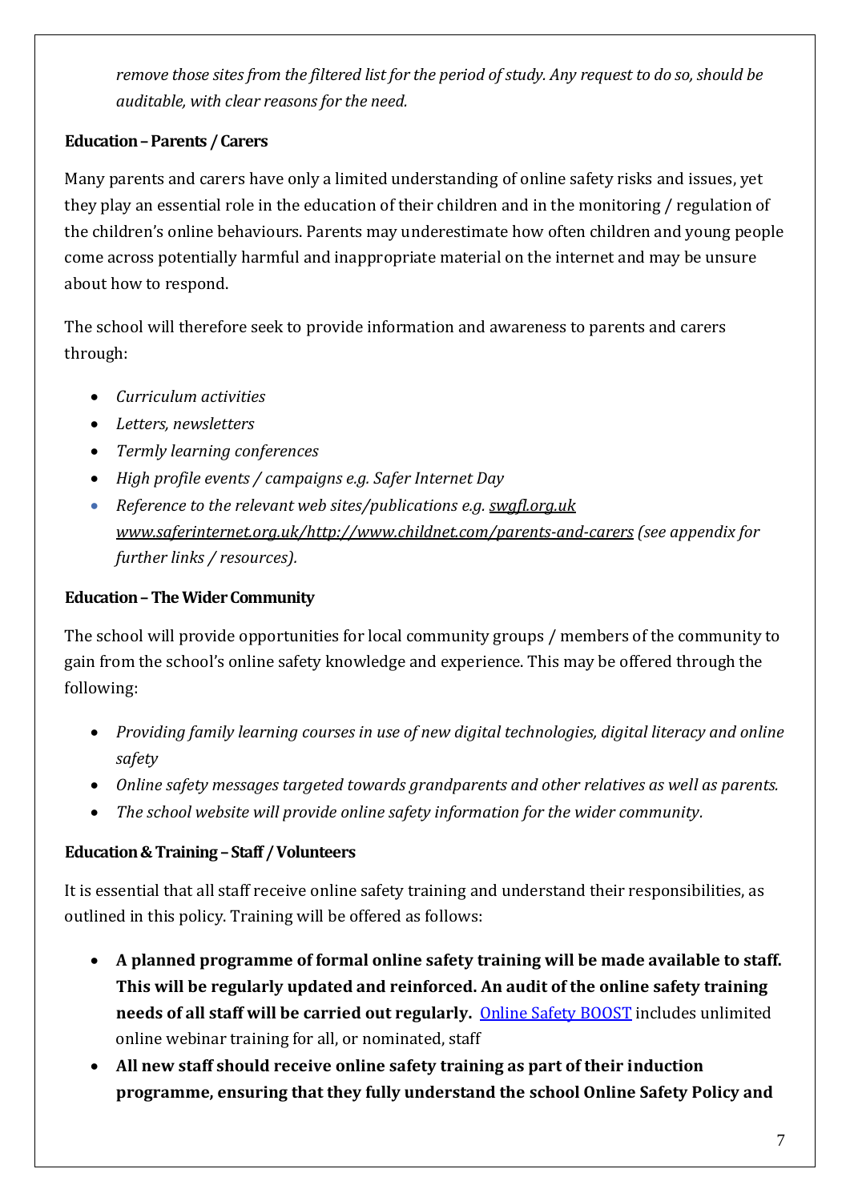*remove those sites from the filtered list for the period of study. Any request to do so, should be auditable, with clear reasons for the need.*

**Education – Parents / Carers**

Many parents and carers have only a limited understanding of online safety risks and issues, yet they play an essential role in the education of their children and in the monitoring / regulation of the children's online behaviours. Parents may underestimate how often children and young people come across potentially harmful and inappropriate material on the internet and may be unsure about how to respond.

The school will therefore seek to provide information and awareness to parents and carers through:

- *Curriculum activities*
- *Letters, newsletters*
- *Termly learning conferences*
- *High profile events / campaigns e.g. Safer Internet Day*
- *Reference to the relevant web sites/publications e.g. swgfl.org.uk www.saferinternet.org.uk/http://www.childnet.com/parents-and-carers (see appendix for further links / resources).*

**Education – The Wider Community**

The school will provide opportunities for local community groups / members of the community to gain from the school's online safety knowledge and experience. This may be offered through the following:

- *Providing family learning courses in use of new digital technologies, digital literacy and online safety*
- *Online safety messages targeted towards grandparents and other relatives as well as parents.*
- *The school website will provide online safety information for the wider community.*

**Education & Training – Staff / Volunteers**

It is essential that all staff receive online safety training and understand their responsibilities, as outlined in this policy. Training will be offered as follows:

- **A planned programme of formal online safety training will be made available to staff. This will be regularly updated and reinforced. An audit of the online safety training needs of all staff will be carried out regularly.** Online Safety BOOST includes unlimited online webinar training for all, or nominated, staff
- **All new staff should receive online safety training as part of their induction programme, ensuring that they fully understand the school Online Safety Policy and**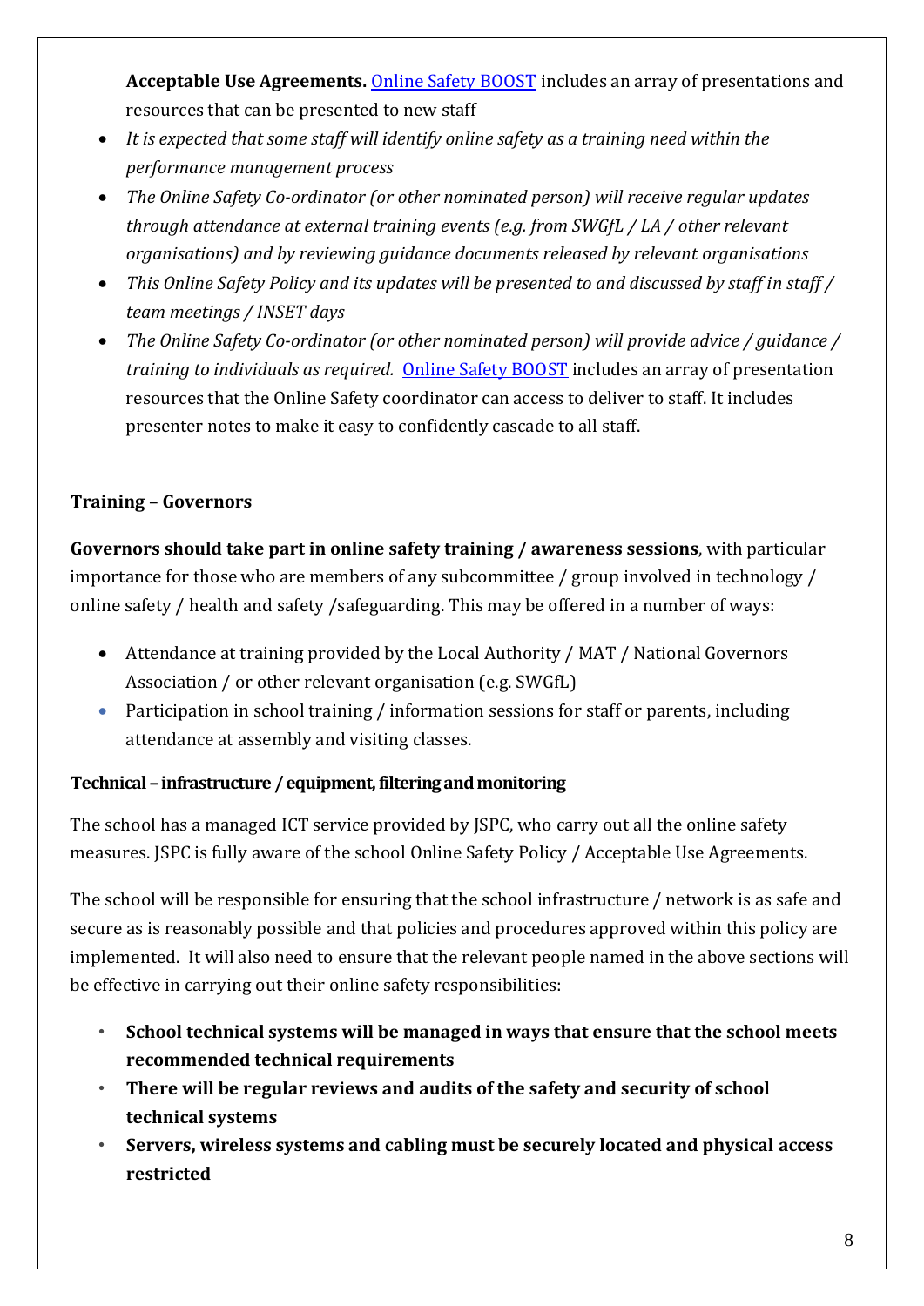**Acceptable Use Agreements.** [Online Safety BOOST]() includes an array of presentations and resources that can be presented to new staff

- *It is expected that some staff will identify online safety as a training need within the performance management process*
- *The Online Safety Co-ordinator (or other nominated person) will receive regular updates through attendance at external training events (e.g. from SWGfL / LA / other relevant organisations) and by reviewing guidance documents released by relevant organisations*
- *This Online Safety Policy and its updates will be presented to and discussed by staff in staff / team meetings / INSET days*
- *The Online Safety Co-ordinator (or other nominated person) will provide advice / guidance / training to individuals as required.* [Online Safety BOOST]() includes an array of presentation resources that the Online Safety coordinator can access to deliver to staff. It includes presenter notes to make it easy to confidently cascade to all staff.

### Training – Governors

**Governors should take part in online safety training / awareness sessions**, with particular importance for those who are members of any subcommittee / group involved in technology / online safety / health and safety /safeguarding. This may be offered in a number of ways:

- Attendance at training provided by the Local Authority / MAT / National Governors Association / or other relevant organisation (e.g. SWGfL)
- Participation in school training / information sessions for staff or parents, including attendance at assembly and visiting classes.

### Technical – infrastructure / equipment, filtering and monitoring

The school has a managed ICT service provided by JSPC, who carry out all the online safety measures. JSPC is fully aware of the school Online Safety Policy / Acceptable Use Agreements.

The school will be responsible for ensuring that the school infrastructure / network is as safe and secure as is reasonably possible and that policies and procedures approved within this policy are implemented. It will also need to ensure that the relevant people named in the above sections will be effective in carrying out their online safety responsibilities:

- **School technical systems will be managed in ways that ensure that the school meets recommended technical requirements**
- **There will be regular reviews and audits of the safety and security of school technical systems**
- **Servers, wireless systems and cabling must be securely located and physical access restricted**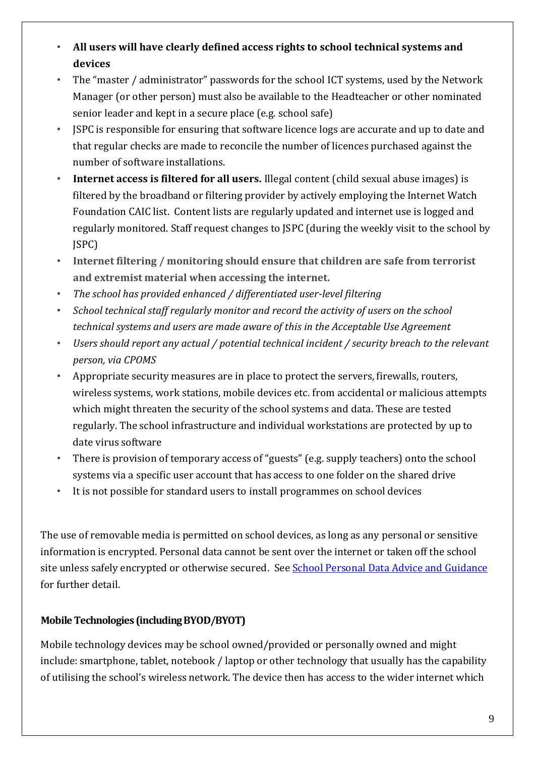- **All users will have clearly defined access rights to school technical systems and devices**
- The "master / administrator" passwords for the school ICT systems, used by the Network Manager (or other person) must also be available to the Headteacher or other nominated senior leader and kept in a secure place (e.g. school safe)
- JSPC is responsible for ensuring that software licence logs are accurate and up to date and that regular checks are made to reconcile the number of licences purchased against the number of software installations.
- **Internet access is filtered for all users.** Illegal content (child sexual abuse images) is filtered by the broadband or filtering provider by actively employing the Internet Watch Foundation CAIC list. Content lists are regularly updated and internet use is logged and regularly monitored. Staff request changes to JSPC (during the weekly visit to the school by JSPC)
- **Internet filtering / monitoring should ensure that children are safe from terrorist and extremist material when accessing the internet.**
- *The school has provided enhanced / differentiated user-level filtering*
- *School technical staff regularly monitor and record the activity of users on the school technical systems and users are made aware of this in the Acceptable Use Agreement*
- *Users should report any actual / potential technical incident / security breach to the relevant person, via CPOMS*
- Appropriate security measures are in place to protect the servers, firewalls, routers, wireless systems, work stations, mobile devices etc. from accidental or malicious attempts which might threaten the security of the school systems and data. These are tested regularly. The school infrastructure and individual workstations are protected by up to date virus software
- There is provision of temporary access of "guests" (e.g. supply teachers) onto the school systems via a specific user account that has access to one folder on the shared drive
- It is not possible for standard users to install programmes on school devices

The use of removable media is permitted on school devices, as long as any personal or sensitive information is encrypted. Personal data cannot be sent over the internet or taken off the school site unless safely encrypted or otherwise secured. See School Personal Data Advice and Guidance for further detail.

#### Mobile Technologies (including BYOD/BYOT)

Mobile technology devices may be school owned/provided or personally owned and might include: smartphone, tablet, notebook / laptop or other technology that usually has the capability of utilising the school's wireless network. The device then has access to the wider internet which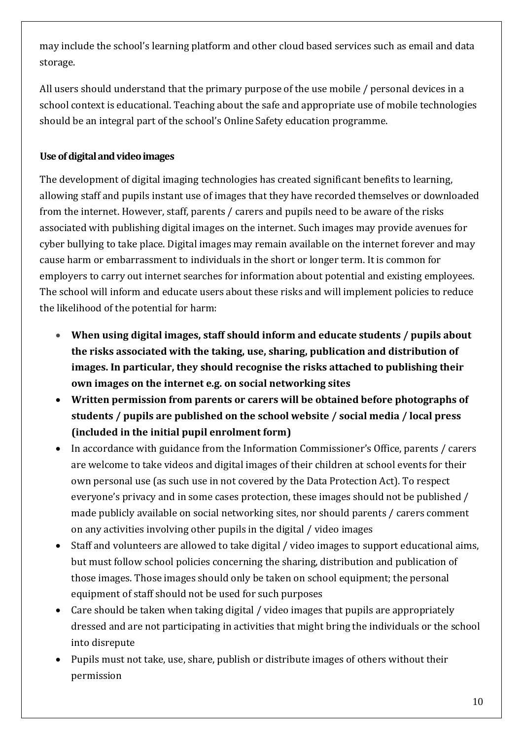may include the school's learning platform and other cloud based services such as email and data storage.

All users should understand that the primary purpose of the use mobile / personal devices in a school context is educational. Teaching about the safe and appropriate use of mobile technologies should be an integral part of the school's Online Safety education programme.

### Use of digital and video images

The development of digital imaging technologies has created significant benefits to learning, allowing staff and pupils instant use of images that they have recorded themselves or downloaded from the internet. However, staff, parents / carers and pupils need to be aware of the risks associated with publishing digital images on the internet. Such images may provide avenues for cyber bullying to take place. Digital images may remain available on the internet forever and may cause harm or embarrassment to individuals in the short or longer term. It is common for employers to carry out internet searches for information about potential and existing employees. The school will inform and educate users about these risks and will implement policies to reduce the likelihood of the potential for harm:

- **When using digital images, staff should inform and educate students / pupils about the risks associated with the taking, use, sharing, publication and distribution of images. In particular, they should recognise the risks attached to publishing their own images on the internet e.g. on social networking sites**
- **Written permission from parents or carers will be obtained before photographs of students / pupils are published on the school website / social media / local press (included in the initial pupil enrolment form)**
- In accordance with guidance from the Information Commissioner's Office, parents / carers are welcome to take videos and digital images of their children at school events for their own personal use (as such use in not covered by the Data Protection Act). To respect everyone's privacy and in some cases protection, these images should not be published / made publicly available on social networking sites, nor should parents / carers comment on any activities involving other pupils in the digital / video images
- Staff and volunteers are allowed to take digital / video images to support educational aims, but must follow school policies concerning the sharing, distribution and publication of those images. Those images should only be taken on school equipment; the personal equipment of staff should not be used for such purposes
- Care should be taken when taking digital / video images that pupils are appropriately dressed and are not participating in activities that might bring the individuals or the school into disrepute
- Pupils must not take, use, share, publish or distribute images of others without their permission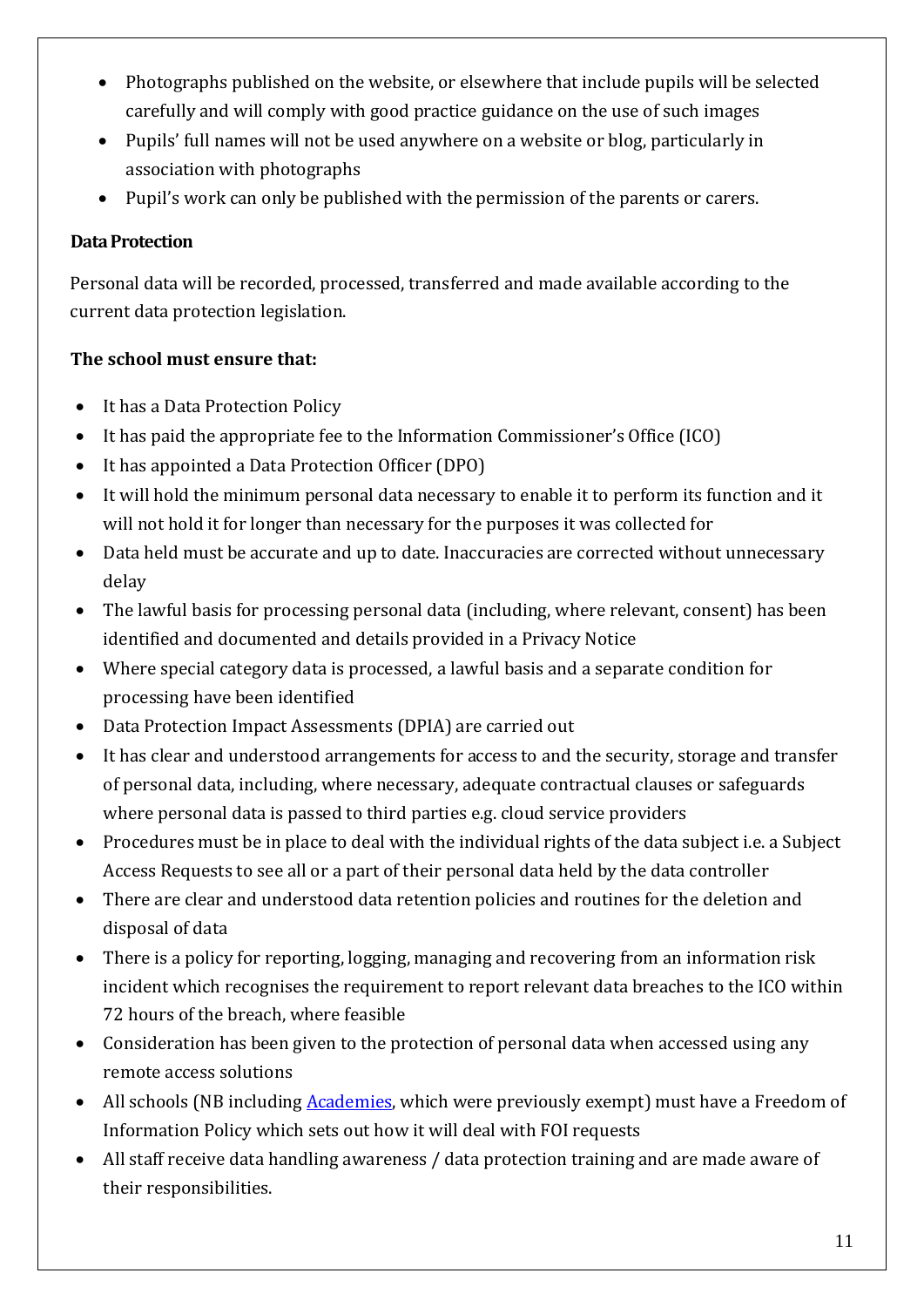- Photographs published on the website, or elsewhere that include pupils will be selected carefully and will comply with good practice guidance on the use of such images
- Pupils' full names will not be used anywhere on a website or blog, particularly in association with photographs
- Pupil's work can only be published with the permission of the parents or carers.

**Data Protection**

Personal data will be recorded, processed, transferred and made available according to the current data protection legislation.

**The school must ensure that:**

- It has a Data Protection Policy
- It has paid the appropriate fee to the Information Commissioner's Office (ICO)
- It has appointed a Data Protection Officer (DPO)
- It will hold the minimum personal data necessary to enable it to perform its function and it will not hold it for longer than necessary for the purposes it was collected for
- Data held must be accurate and up to date. Inaccuracies are corrected without unnecessary delay
- The lawful basis for processing personal data (including, where relevant, consent) has been identified and documented and details provided in a Privacy Notice
- Where special category data is processed, a lawful basis and a separate condition for processing have been identified
- Data Protection Impact Assessments (DPIA) are carried out
- It has clear and understood arrangements for access to and the security, storage and transfer of personal data, including, where necessary, adequate contractual clauses or safeguards where personal data is passed to third parties e.g. cloud service providers
- Procedures must be in place to deal with the individual rights of the data subject i.e. a Subject Access Requests to see all or a part of their personal data held by the data controller
- There are clear and understood data retention policies and routines for the deletion and disposal of data
- There is a policy for reporting, logging, managing and recovering from an information risk incident which recognises the requirement to report relevant data breaches to the ICO within 72 hours of the breach, where feasible
- Consideration has been given to the protection of personal data when accessed using any remote access solutions
- All schools (NB including Academies, which were previously exempt) must have a Freedom of Information Policy which sets out how it will deal with FOI requests
- All staff receive data handling awareness / data protection training and are made aware of their responsibilities.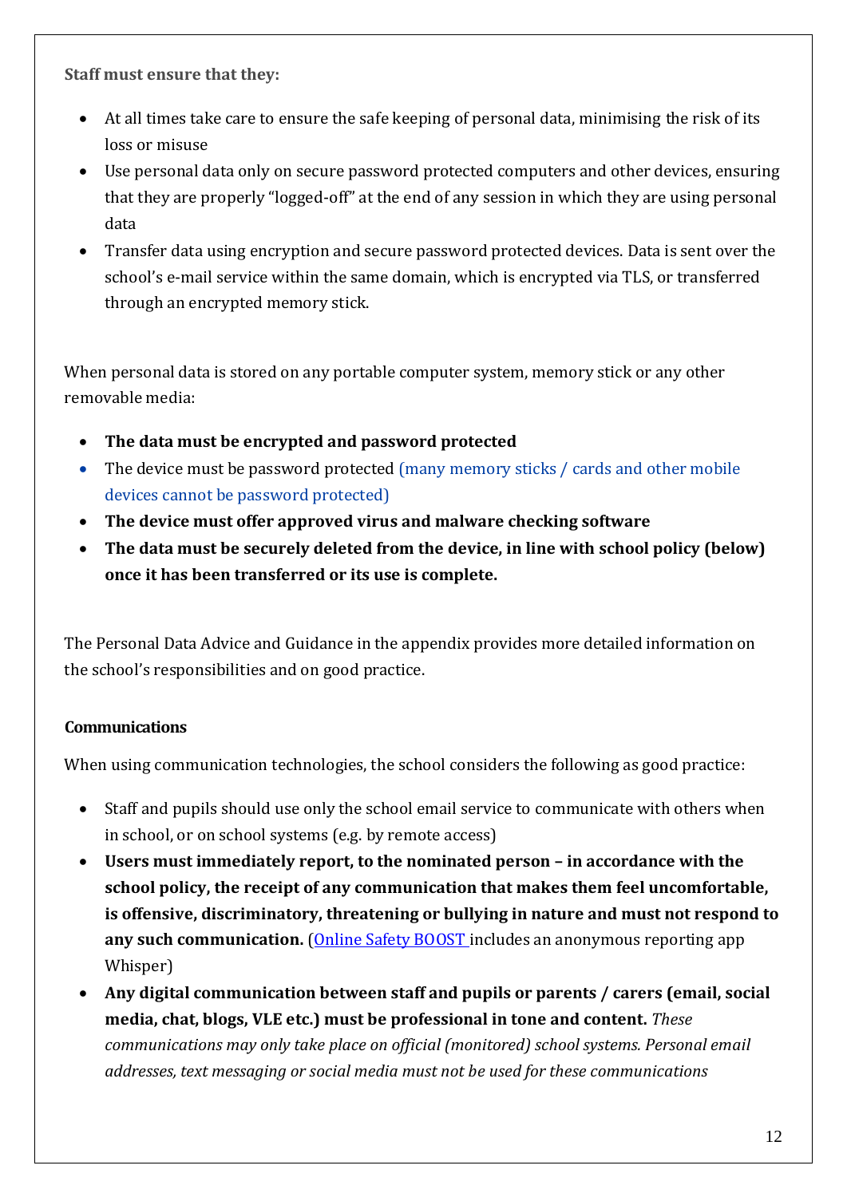**Staff must ensure that they:**

- At all times take care to ensure the safe keeping of personal data, minimising the risk of its loss or misuse
- Use personal data only on secure password protected computers and other devices, ensuring that they are properly "logged-off" at the end of any session in which they are using personal data
- Transfer data using encryption and secure password protected devices. Data is sent over the school's e-mail service within the same domain, which is encrypted via TLS, or transferred through an encrypted memory stick.

When personal data is stored on any portable computer system, memory stick or any other removable media:

- **The data must be encrypted and password protected**
- The device must be password protected (many memory sticks / cards and other mobile devices cannot be password protected)
- **The device must offer approved virus and malware checking software**
- **The data must be securely deleted from the device, in line with school policy (below) once it has been transferred or its use is complete.**

The Personal Data Advice and Guidance in the appendix provides more detailed information on the school's responsibilities and on good practice.

**Communications**

When using communication technologies, the school considers the following as good practice:

- Staff and pupils should use only the school email service to communicate with others when in school, or on school systems (e.g. by remote access)
- **Users must immediately report, to the nominated person – in accordance with the school policy, the receipt of any communication that makes them feel uncomfortable, is offensive, discriminatory, threatening or bullying in nature and must not respond to any such communication.** (Online Safety BOOST includes an anonymous reporting app Whisper)
- **Any digital communication between staff and pupils or parents / carers (email, social media, chat, blogs, VLE etc.) must be professional in tone and content.** *These communications may only take place on official (monitored) school systems. Personal email addresses, text messaging or social media must not be used for these communications*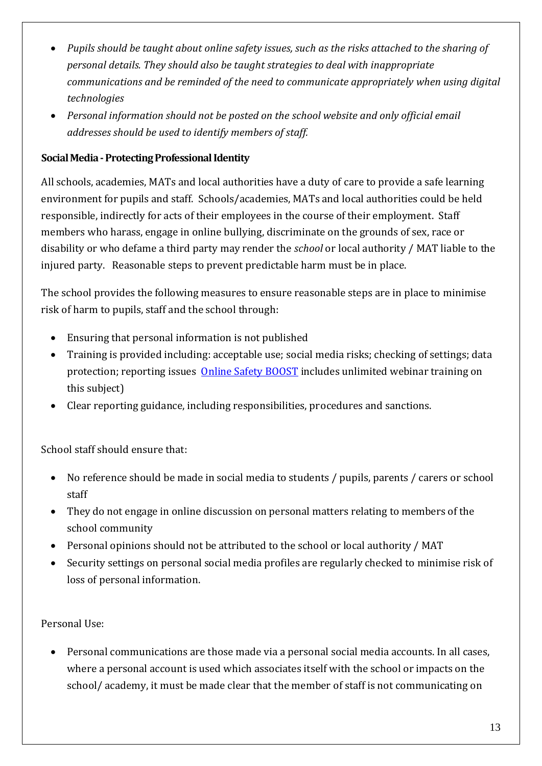- *Pupils should be taught about online safety issues, such as the risks attached to the sharing of personal details. They should also be taught strategies to deal with inappropriate communications and be reminded of the need to communicate appropriately when using digital technologies*
- *Personal information should not be posted on the school website and only official email addresses should be used to identify members of staff.*

**Social Media - Protecting Professional Identity**

All schools, academies, MATs and local authorities have a duty of care to provide a safe learning environment for pupils and staff. Schools/academies, MATs and local authorities could be held responsible, indirectly for acts of their employees in the course of their employment. Staff members who harass, engage in online bullying, discriminate on the grounds of sex, race or disability or who defame a third party may render the *school* or local authority / MAT liable to the injured party. Reasonable steps to prevent predictable harm must be in place.

The school provides the following measures to ensure reasonable steps are in place to minimise risk of harm to pupils, staff and the school through:

- Ensuring that personal information is not published
- Training is provided including: acceptable use; social media risks; checking of settings; data protection; reporting issues [Online Safety BOOST] includes unlimited webinar training on this subject)
- Clear reporting guidance, including responsibilities, procedures and sanctions.

School staff should ensure that:

- No reference should be made in social media to students / pupils, parents / carers or school staff
- They do not engage in online discussion on personal matters relating to members of the school community
- Personal opinions should not be attributed to the school or local authority / MAT
- Security settings on personal social media profiles are regularly checked to minimise risk of loss of personal information.

Personal Use:

- Personal communications are those made via a personal social media accounts. In all cases, where a personal account is used which associates itself with the school or impacts on the school/ academy, it must be made clear that the member of staff is not communicating on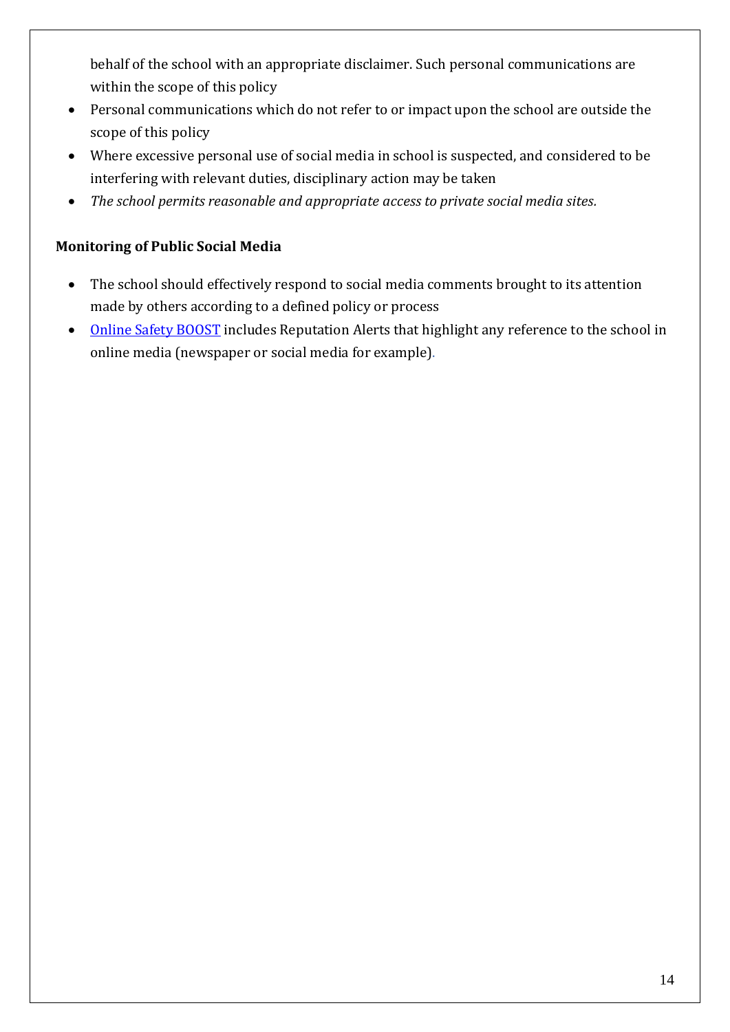behalf of the school with an appropriate disclaimer. Such personal communications are within the scope of this policy

- Personal communications which do not refer to or impact upon the school are outside the scope of this policy
- Where excessive personal use of social media in school is suspected, and considered to be interfering with relevant duties, disciplinary action may be taken
- *The school permits reasonable and appropriate access to private social media sites.*

**Monitoring of Public Social Media**

- The school should effectively respond to social media comments brought to its attention made by others according to a defined policy or process
- Online Safety BOOST includes Reputation Alerts that highlight any reference to the school in online media (newspaper or social media for example).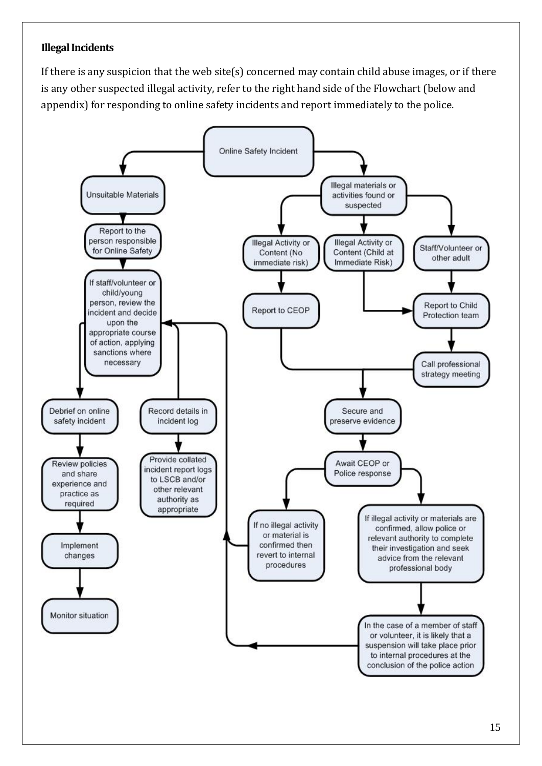### Illegal Incidents

If there is any suspicion that the web site(s) concerned may contain child abuse images, or if there is any other suspected illegal activity, refer to the right hand side of the Flowchart (below and appendix) for responding to online safety incidents and report immediately to the police.

Online Safety Incident

Unsuitable Materials

Report to the person responsible for Online Safety

If staff/volunteer or child/young person, review the incident and decide upon the appropriate course of action, applying sanctions where necessary

Debrief on online safety incident

Review policies and share experience and practice as required

Implement changes

Monitor situation

Record details in incident log

Provide collated incident report logs to LSCB and/or other relevant authority as appropriate

Illegal materials or activities found or suspected

Illegal Activity or Content (No immediate risk)

Illegal Activity or Content (Child at Immediate Risk)

Staff/Volunteer or other adult

Report to CEOP

Report to Child Protection team

Call professional strategy meeting

Secure and preserve evidence

Await CEOP or Police response

If no illegal activity or material is confirmed then revert to internal procedures

If illegal activity or materials are confirmed, allow police or relevant authority to complete their investigation and seek advice from the relevant professional body

In the case of a member of staff or volunteer, it is likely that a suspension will take place prior to internal procedures at the conclusion of the police action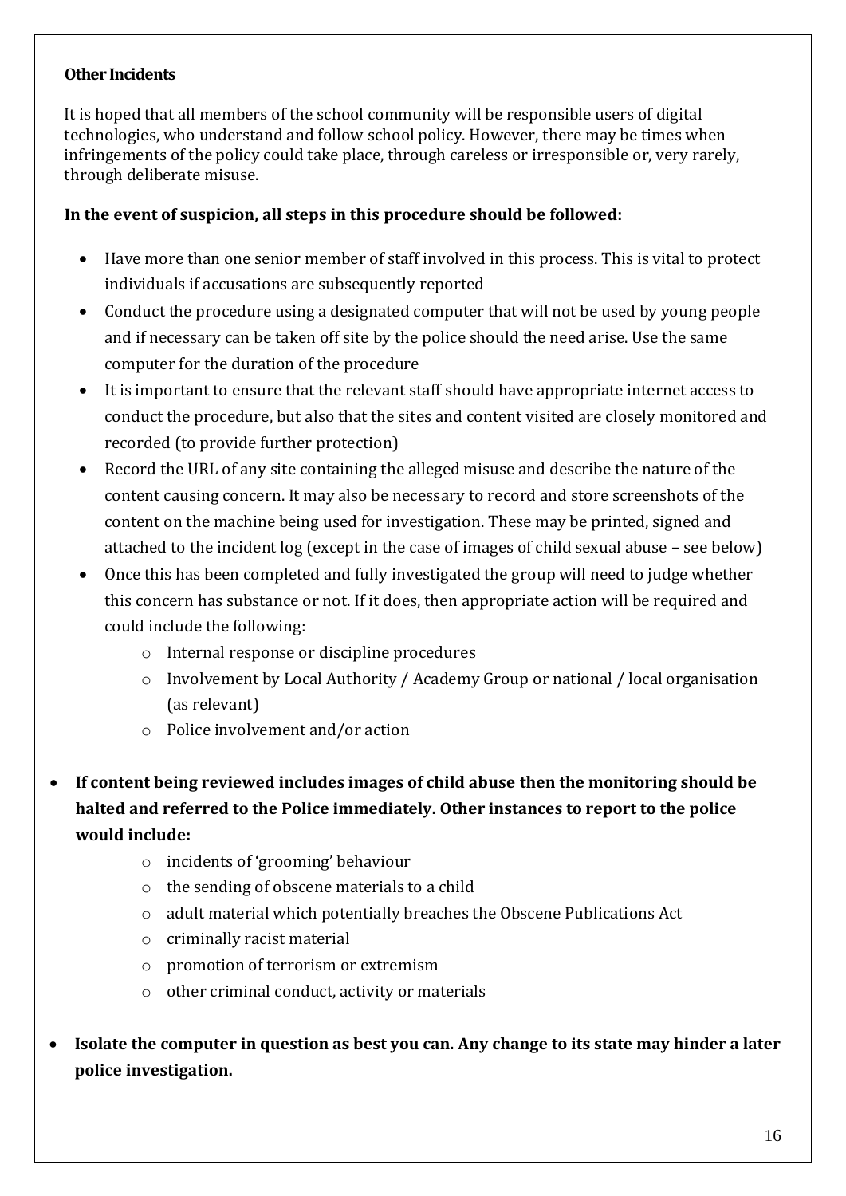**Other Incidents**

It is hoped that all members of the school community will be responsible users of digital technologies, who understand and follow school policy. However, there may be times when infringements of the policy could take place, through careless or irresponsible or, very rarely, through deliberate misuse.

**In the event of suspicion, all steps in this procedure should be followed:**

- Have more than one senior member of staff involved in this process. This is vital to protect individuals if accusations are subsequently reported
- Conduct the procedure using a designated computer that will not be used by young people and if necessary can be taken off site by the police should the need arise. Use the same computer for the duration of the procedure
- It is important to ensure that the relevant staff should have appropriate internet access to conduct the procedure, but also that the sites and content visited are closely monitored and recorded (to provide further protection)
- Record the URL of any site containing the alleged misuse and describe the nature of the content causing concern. It may also be necessary to record and store screenshots of the content on the machine being used for investigation. These may be printed, signed and attached to the incident log (except in the case of images of child sexual abuse – see below)
- Once this has been completed and fully investigated the group will need to judge whether this concern has substance or not. If it does, then appropriate action will be required and could include the following:
  - Internal response or discipline procedures
  - Involvement by Local Authority / Academy Group or national / local organisation (as relevant)
  - Police involvement and/or action

- **If content being reviewed includes images of child abuse then the monitoring should be halted and referred to the Police immediately. Other instances to report to the police would include:**
  - incidents of 'grooming' behaviour
  - the sending of obscene materials to a child
  - adult material which potentially breaches the Obscene Publications Act
  - criminally racist material
  - promotion of terrorism or extremism
  - other criminal conduct, activity or materials

- **Isolate the computer in question as best you can. Any change to its state may hinder a later police investigation.**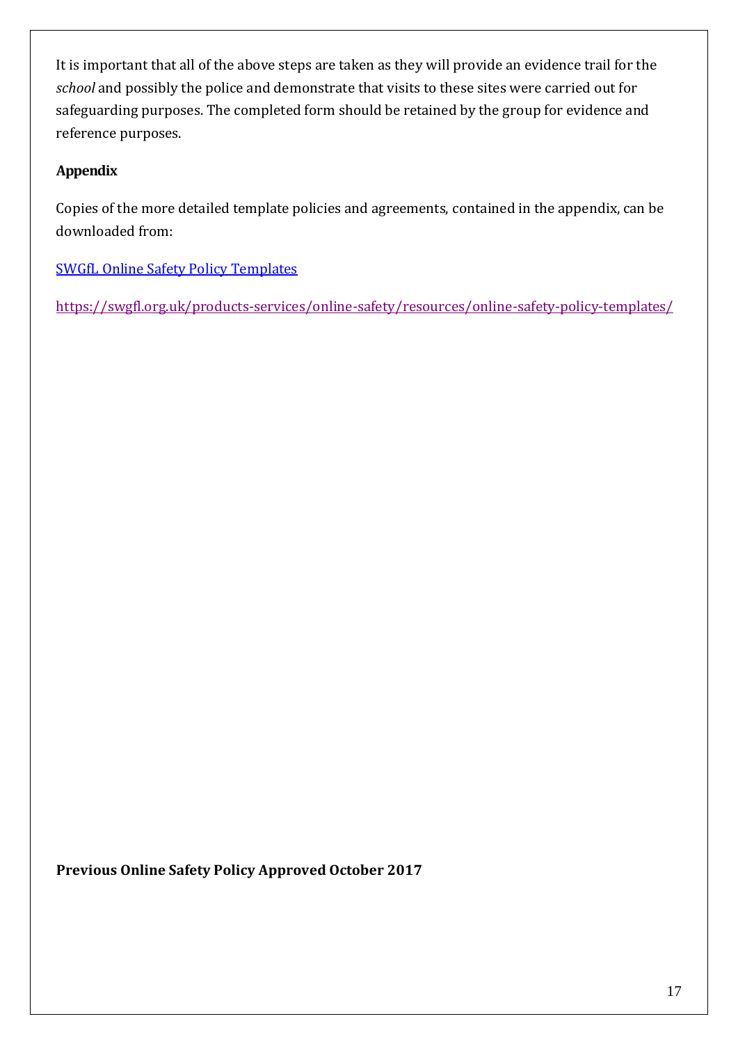It is important that all of the above steps are taken as they will provide an evidence trail for the *school* and possibly the police and demonstrate that visits to these sites were carried out for safeguarding purposes. The completed form should be retained by the group for evidence and reference purposes.

**Appendix**

Copies of the more detailed template policies and agreements, contained in the appendix, can be downloaded from:

[SWGfL Online Safety Policy Templates](https://swgfl.org.uk/products-services/online-safety/resources/online-safety-policy-templates/)

https://swgfl.org.uk/products-services/online-safety/resources/online-safety-policy-templates/

**Previous Online Safety Policy Approved October 2017**